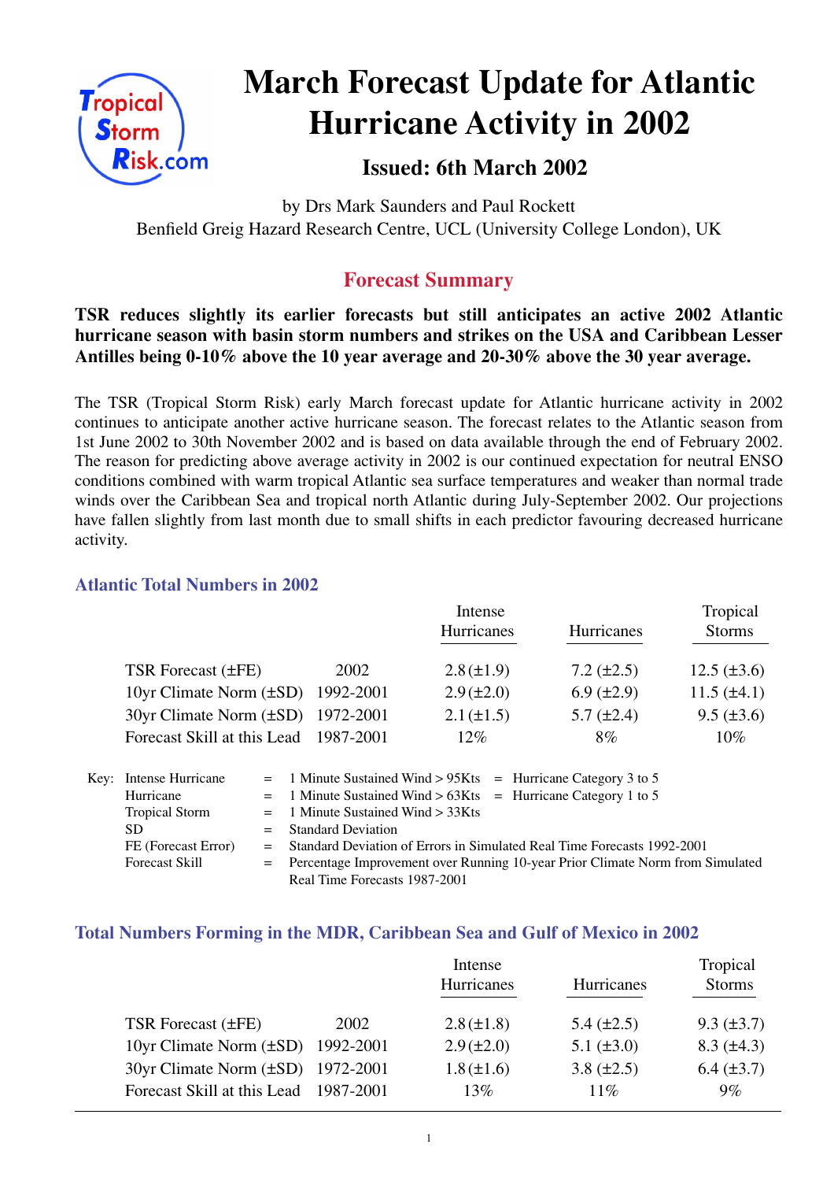# March Forecast Update for Atlantic Hurricane Activity in 2002

## Issued: 6th March 2002

by Drs Mark Saunders and Paul Rockett
Benfield Greig Hazard Research Centre, UCL (University College London), UK

## Forecast Summary

**TSR reduces slightly its earlier forecasts but still anticipates an active 2002 Atlantic hurricane season with basin storm numbers and strikes on the USA and Caribbean Lesser Antilles being 0-10% above the 10 year average and 20-30% above the 30 year average.**

The TSR (Tropical Storm Risk) early March forecast update for Atlantic hurricane activity in 2002 continues to anticipate another active hurricane season. The forecast relates to the Atlantic season from 1st June 2002 to 30th November 2002 and is based on data available through the end of February 2002. The reason for predicting above average activity in 2002 is our continued expectation for neutral ENSO conditions combined with warm tropical Atlantic sea surface temperatures and weaker than normal trade winds over the Caribbean Sea and tropical north Atlantic during July-September 2002. Our projections have fallen slightly from last month due to small shifts in each predictor favouring decreased hurricane activity.

### Atlantic Total Numbers in 2002

| | | Intense Hurricanes | Hurricanes | Tropical Storms |
|---|---|---|---|---|
| TSR Forecast (±FE) | 2002 | 2.8 (±1.9) | 7.2 (±2.5) | 12.5 (±3.6) |
| 10yr Climate Norm (±SD) | 1992-2001 | 2.9 (±2.0) | 6.9 (±2.9) | 11.5 (±4.1) |
| 30yr Climate Norm (±SD) | 1972-2001 | 2.1 (±1.5) | 5.7 (±2.4) | 9.5 (±3.6) |
| Forecast Skill at this Lead | 1987-2001 | 12% | 8% | 10% |

Key:
- Intense Hurricane = 1 Minute Sustained Wind > 95Kts = Hurricane Category 3 to 5
- Hurricane = 1 Minute Sustained Wind > 63Kts = Hurricane Category 1 to 5
- Tropical Storm = 1 Minute Sustained Wind > 33Kts
- SD = Standard Deviation
- FE (Forecast Error) = Standard Deviation of Errors in Simulated Real Time Forecasts 1992-2001
- Forecast Skill = Percentage Improvement over Running 10-year Prior Climate Norm from Simulated Real Time Forecasts 1987-2001

### Total Numbers Forming in the MDR, Caribbean Sea and Gulf of Mexico in 2002

| | | Intense Hurricanes | Hurricanes | Tropical Storms |
|---|---|---|---|---|
| TSR Forecast (±FE) | 2002 | 2.8 (±1.8) | 5.4 (±2.5) | 9.3 (±3.7) |
| 10yr Climate Norm (±SD) | 1992-2001 | 2.9 (±2.0) | 5.1 (±3.0) | 8.3 (±4.3) |
| 30yr Climate Norm (±SD) | 1972-2001 | 1.8 (±1.6) | 3.8 (±2.5) | 6.4 (±3.7) |
| Forecast Skill at this Lead | 1987-2001 | 13% | 11% | 9% |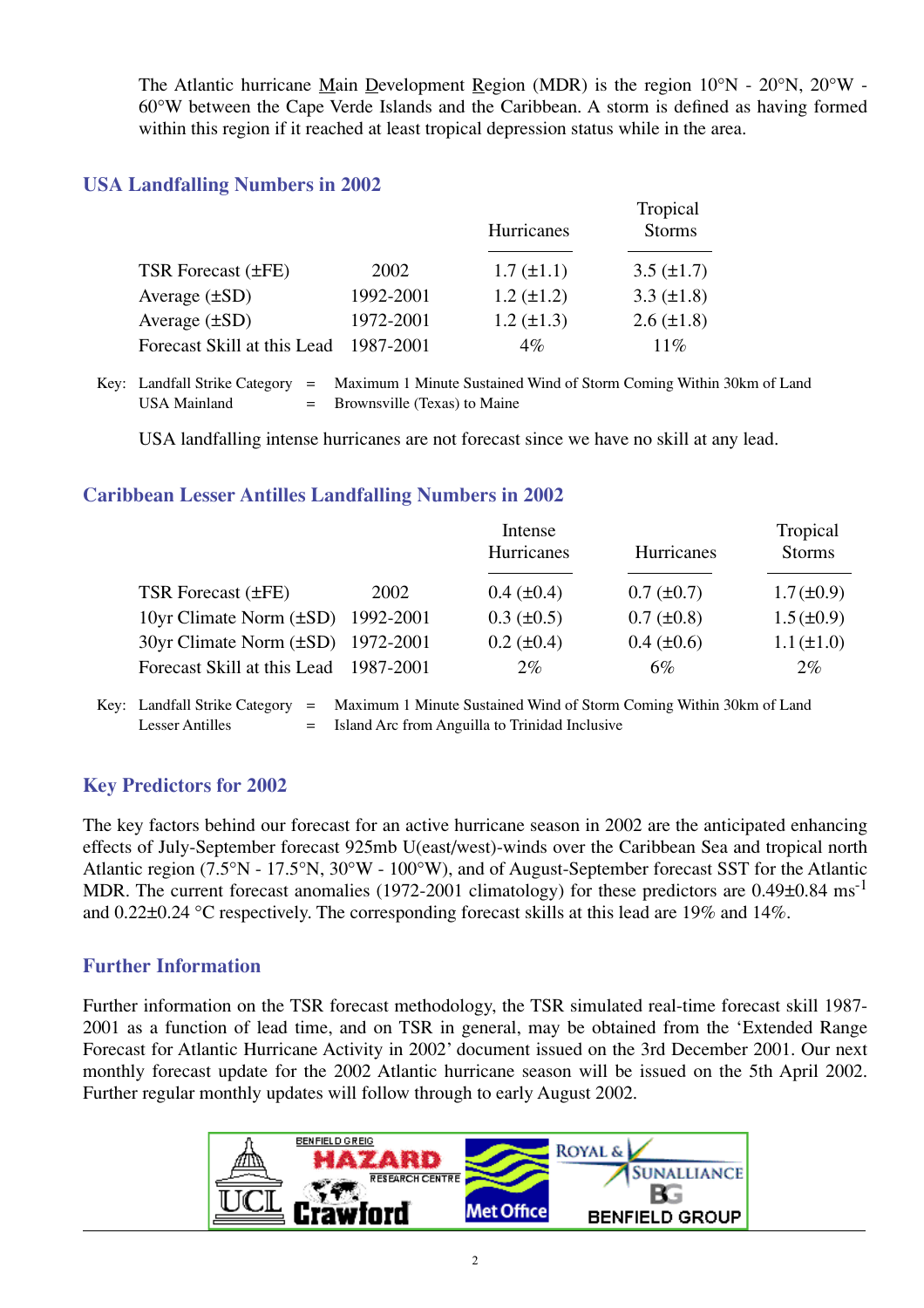The Atlantic hurricane Main Development Region (MDR) is the region 10°N - 20°N, 20°W - 60°W between the Cape Verde Islands and the Caribbean. A storm is defined as having formed within this region if it reached at least tropical depression status while in the area.

## USA Landfalling Numbers in 2002

| | | Hurricanes | Tropical Storms |
|---|---|---|---|
| TSR Forecast (±FE) | 2002 | 1.7 (±1.1) | 3.5 (±1.7) |
| Average (±SD) | 1992-2001 | 1.2 (±1.2) | 3.3 (±1.8) |
| Average (±SD) | 1972-2001 | 1.2 (±1.3) | 2.6 (±1.8) |
| Forecast Skill at this Lead | 1987-2001 | 4% | 11% |

Key: Landfall Strike Category = Maximum 1 Minute Sustained Wind of Storm Coming Within 30km of Land
USA Mainland = Brownsville (Texas) to Maine

USA landfalling intense hurricanes are not forecast since we have no skill at any lead.

## Caribbean Lesser Antilles Landfalling Numbers in 2002

| | | Intense Hurricanes | Hurricanes | Tropical Storms |
|---|---|---|---|---|
| TSR Forecast (±FE) | 2002 | 0.4 (±0.4) | 0.7 (±0.7) | 1.7 (±0.9) |
| 10yr Climate Norm (±SD) | 1992-2001 | 0.3 (±0.5) | 0.7 (±0.8) | 1.5 (±0.9) |
| 30yr Climate Norm (±SD) | 1972-2001 | 0.2 (±0.4) | 0.4 (±0.6) | 1.1 (±1.0) |
| Forecast Skill at this Lead | 1987-2001 | 2% | 6% | 2% |

Key: Landfall Strike Category = Maximum 1 Minute Sustained Wind of Storm Coming Within 30km of Land
Lesser Antilles = Island Arc from Anguilla to Trinidad Inclusive

## Key Predictors for 2002

The key factors behind our forecast for an active hurricane season in 2002 are the anticipated enhancing effects of July-September forecast 925mb U(east/west)-winds over the Caribbean Sea and tropical north Atlantic region (7.5°N - 17.5°N, 30°W - 100°W), and of August-September forecast SST for the Atlantic MDR. The current forecast anomalies (1972-2001 climatology) for these predictors are 0.49±0.84 $ms^{-1}$ and 0.22±0.24 °C respectively. The corresponding forecast skills at this lead are 19% and 14%.

## Further Information

Further information on the TSR forecast methodology, the TSR simulated real-time forecast skill 1987-2001 as a function of lead time, and on TSR in general, may be obtained from the 'Extended Range Forecast for Atlantic Hurricane Activity in 2002' document issued on the 3rd December 2001. Our next monthly forecast update for the 2002 Atlantic hurricane season will be issued on the 5th April 2002. Further regular monthly updates will follow through to early August 2002.